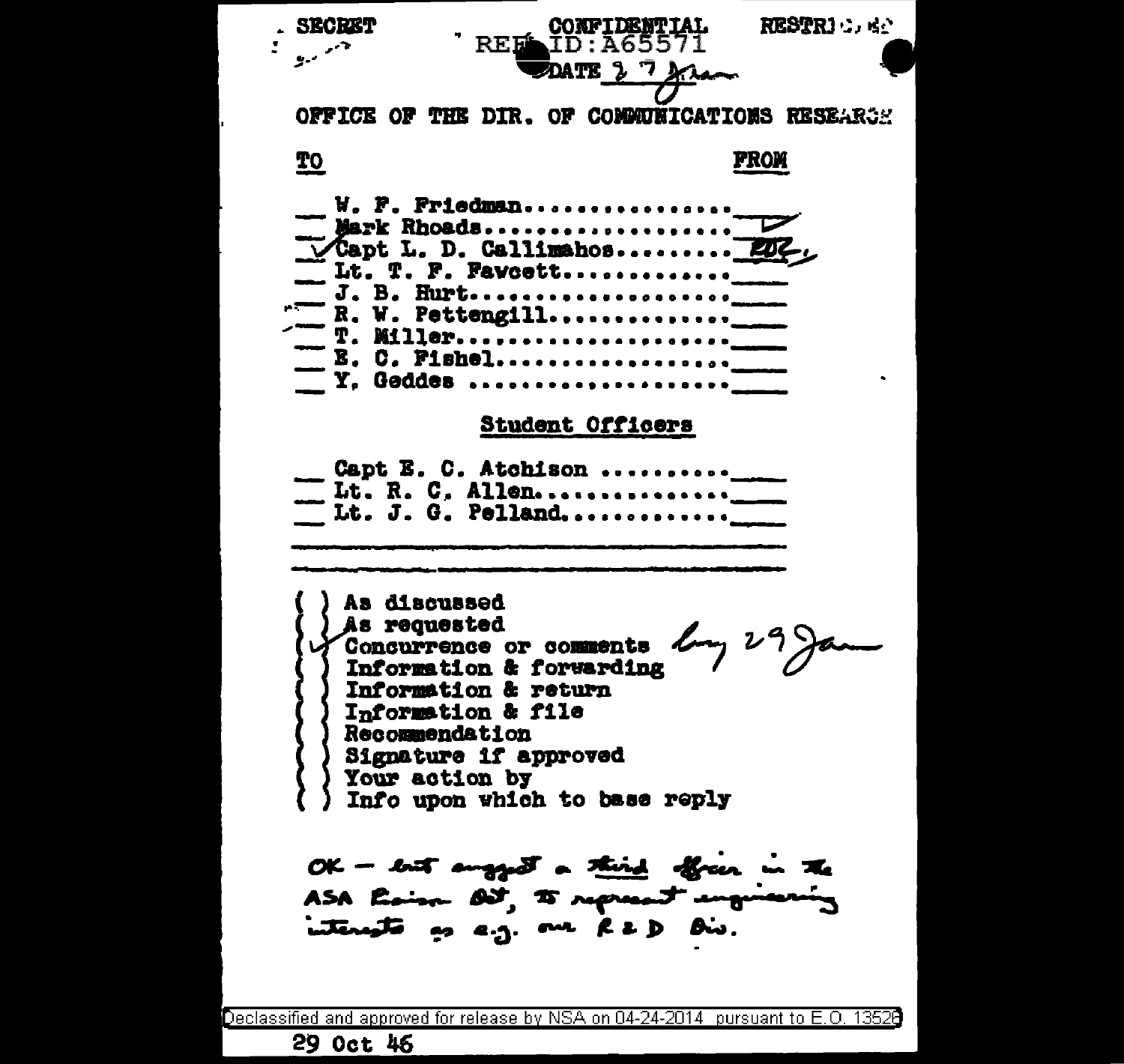SECRET CONFIDENTIAL RESTRICTED

REF ID:A65571

DATE 27 Jan

OFFICE OF THE DIR. OF COMMUNICATIONS RESEARCH

| TO | FROM |
|---|---|
| __ W. F. Friedman.............. | ✓ |
| __ Mark Rhoads.................. | |
| ✓ Capt L. D. Callimahos......... | WFF |
| __ Lt. T. F. Fawcett............ | |
| __ J. B. Hurt................... | |
| __ R. W. Pettengill............. | |
| __ T. Miller.................... | |
| __ E. C. Fishel................. | |
| __ Y. Geddes ................... | |

**Student Officers**

| | |
|---|---|
| __ Capt E. C. Atchison .......... | |
| __ Lt. R. C. Allen.............. | |
| __ Lt. J. G. Pelland............ | |

( ) As discussed
( ) As requested
(✓) Concurrence or comments by 29 Jan
( ) Information & forwarding
( ) Information & return
( ) Information & file
( ) Recommendation
( ) Signature if approved
( ) Your action by
( ) Info upon which to base reply

OK — but suggest a third officer in the ASA Liaison Det, to represent engineering interests as e.g. our R & D Div.

Declassified and approved for release by NSA on 04-24-2014 pursuant to E.O. 13526

29 Oct 46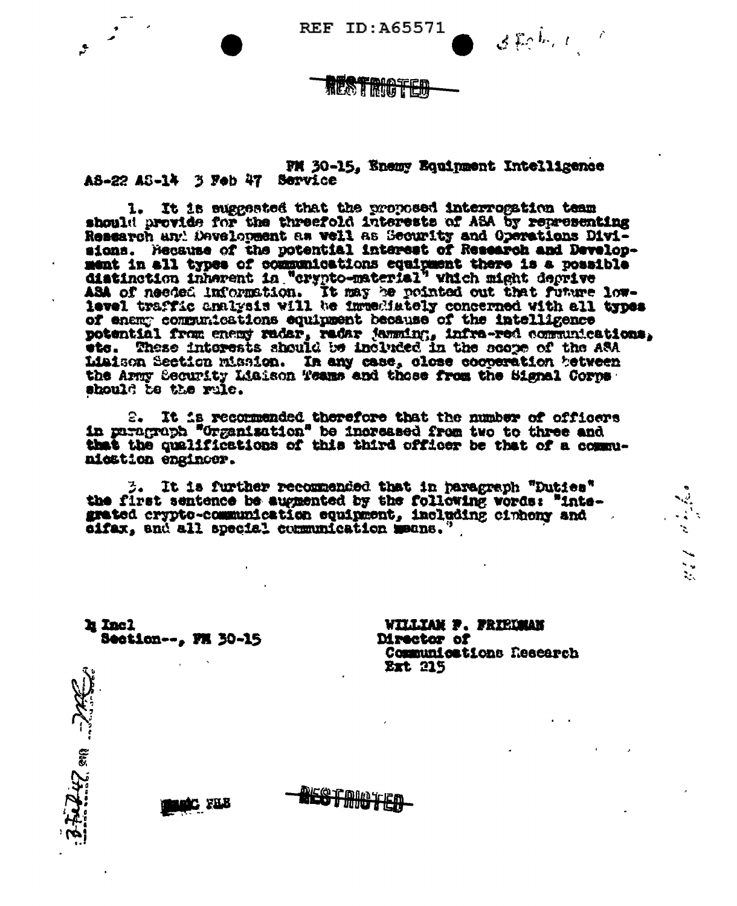RESTRICTED

FM 30-15, Enemy Equipment Intelligence Service

AS-22 AS-14 3 Feb 47

1. It is suggested that the proposed interrogation team should provide for the threefold interests of ASA by representing Research and Development as well as Security and Operations Divisions. Because of the potential interest of Research and Development in all types of communications equipment there is a possible distinction inherent in "crypto-material" which might deprive ASA of needed information. It may be pointed out that future low-level traffic analysis will be immediately concerned with all types of enemy communications equipment because of the intelligence potential from enemy radar, radar jamming, infra-red communications, etc. These interests should be included in the scope of the ASA Liaison Section mission. In any case, close cooperation between the Army Security Liaison Teams and those from the Signal Corps should be the rule.

2. It is recommended therefore that the number of officers in paragraph "Organization" be increased from two to three and that the qualifications of this third officer be that of a communication engineer.

3. It is further recommended that in paragraph "Duties" the first sentence be augmented by the following words: "integrated crypto-communication equipment, including ciphony and cifax, and all special communication means."

1 Incl
Section--, FM 30-15

WILLIAM F. FRIEDMAN
Director of
Communications Research
Ext 215

BASIC FILE

RESTRICTED